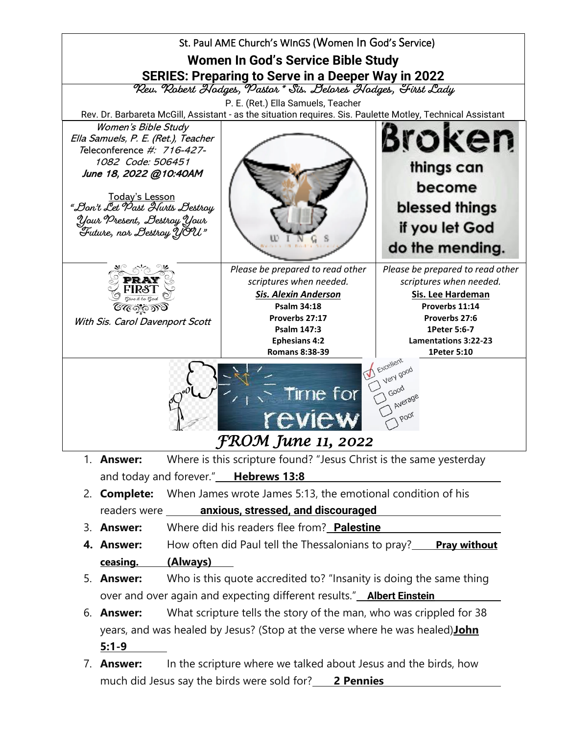St. Paul AME Church's WInGS (Women In God's Service)

# Women In God's Service Bible Study

## SERIES: Preparing to Serve in a Deeper Way in 2022

*Rev. Robert Hodges, Pastor * Sis. Delores Hodges, First Lady*

P. E. (Ret.) Ella Samuels, Teacher

Rev. Dr. Barbareta McGill, Assistant - as the situation requires. Sis. Paulette Motley, Technical Assistant

*Women's Bible Study*
*Ella Samuels, P. E. (Ret.), Teacher*
*Teleconference #: 716-427-1082 Code: 506451*
***June 18, 2022 @10:40AM***

Today's Lesson

*"Don't Let Past Hurts Destroy Your Present, Destroy Your Future, nor Destroy YOU"*

Broken things can become blessed things if you let God do the mending.

PRAY FIRST Give it to God

*With Sis. Carol Davenport Scott*

| *Please be prepared to read other scriptures when needed.* | *Please be prepared to read other scriptures when needed.* |
|---|---|
| ***Sis. Alexin Anderson*** | **Sis. Lee Hardeman** |
| **Psalm 34:18** | **Proverbs 11:14** |
| **Proverbs 27:17** | **Proverbs 27:6** |
| **Psalm 147:3** | **1Peter 5:6-7** |
| **Ephesians 4:2** | **Lamentations 3:22-23** |
| **Romans 8:38-39** | **1Peter 5:10** |

Time for review

*FROM June 11, 2022*

1. **Answer:** Where is this scripture found? "Jesus Christ is the same yesterday and today and forever." **Hebrews 13:8**
2. **Complete:** When James wrote James 5:13, the emotional condition of his readers were **anxious, stressed, and discouraged**
3. **Answer:** Where did his readers flee from? **Palestine**
4. **Answer:** How often did Paul tell the Thessalonians to pray? **Pray without ceasing. (Always)**
5. **Answer:** Who is this quote accredited to? "Insanity is doing the same thing over and over again and expecting different results." **Albert Einstein**
6. **Answer:** What scripture tells the story of the man, who was crippled for 38 years, and was healed by Jesus? (Stop at the verse where he was healed) **John 5:1-9**
7. **Answer:** In the scripture where we talked about Jesus and the birds, how much did Jesus say the birds were sold for? **2 Pennies**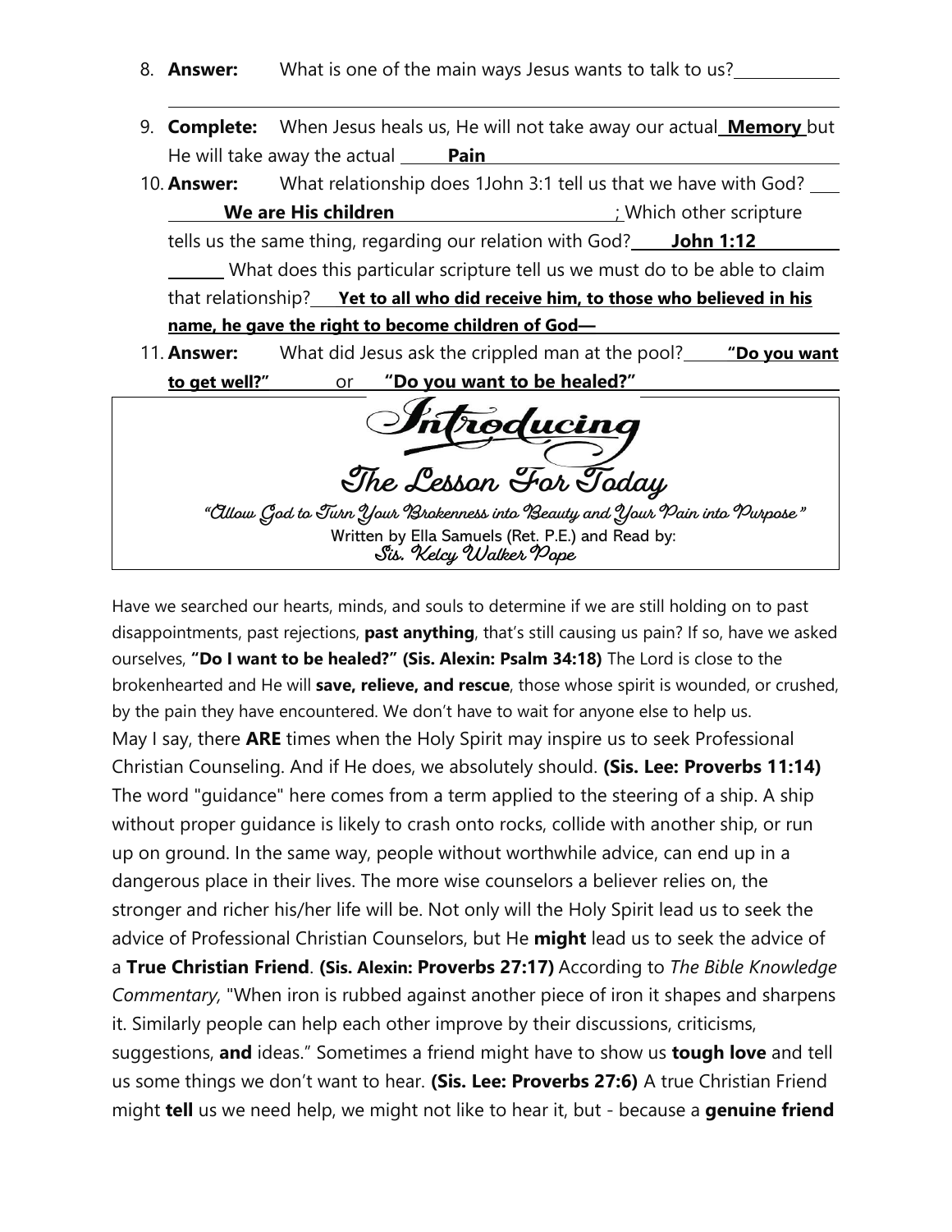8. **Answer:** What is one of the main ways Jesus wants to talk to us? ____________

9. **Complete:** When Jesus heals us, He will not take away our actual **Memory** but He will take away the actual **Pain**

10. **Answer:** What relationship does 1John 3:1 tell us that we have with God? **We are His children**; Which other scripture tells us the same thing, regarding our relation with God? **John 1:12** What does this particular scripture tell us we must do to be able to claim that relationship? **Yet to all who did receive him, to those who believed in his name, he gave the right to become children of God—**

11. **Answer:** What did Jesus ask the crippled man at the pool? **"Do you want to get well?"** or **"Do you want to be healed?"**

# Introducing

## The Lesson For Today

*"Allow God to Turn Your Brokenness into Beauty and Your Pain into Purpose"*

Written by Ella Samuels (Ret. P.E.) and Read by:
Sis. Kelcy Walker Pope

Have we searched our hearts, minds, and souls to determine if we are still holding on to past disappointments, past rejections, **past anything**, that's still causing us pain? If so, have we asked ourselves, **"Do I want to be healed?" (Sis. Alexin: Psalm 34:18)** The Lord is close to the brokenhearted and He will **save, relieve, and rescue**, those whose spirit is wounded, or crushed, by the pain they have encountered. We don't have to wait for anyone else to help us.

May I say, there **ARE** times when the Holy Spirit may inspire us to seek Professional Christian Counseling. And if He does, we absolutely should. **(Sis. Lee: Proverbs 11:14)** The word "guidance" here comes from a term applied to the steering of a ship. A ship without proper guidance is likely to crash onto rocks, collide with another ship, or run up on ground. In the same way, people without worthwhile advice, can end up in a dangerous place in their lives. The more wise counselors a believer relies on, the stronger and richer his/her life will be. Not only will the Holy Spirit lead us to seek the advice of Professional Christian Counselors, but He **might** lead us to seek the advice of a **True Christian Friend**. **(Sis. Alexin: Proverbs 27:17)** According to *The Bible Knowledge Commentary,* "When iron is rubbed against another piece of iron it shapes and sharpens it. Similarly people can help each other improve by their discussions, criticisms, suggestions, **and** ideas." Sometimes a friend might have to show us **tough love** and tell us some things we don't want to hear. **(Sis. Lee: Proverbs 27:6)** A true Christian Friend might **tell** us we need help, we might not like to hear it, but - because a **genuine friend**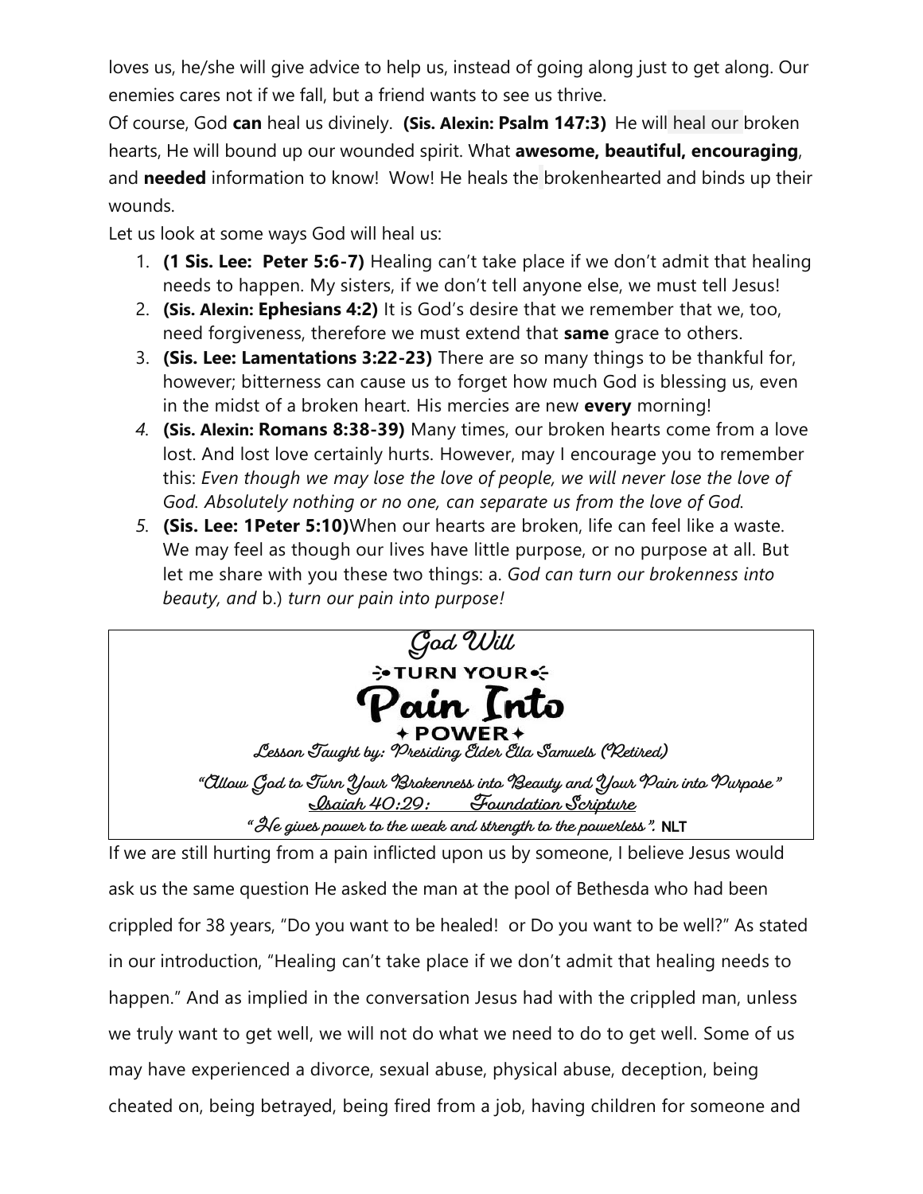loves us, he/she will give advice to help us, instead of going along just to get along. Our enemies cares not if we fall, but a friend wants to see us thrive.

Of course, God **can** heal us divinely. **(Sis. Alexin: Psalm 147:3)** He will heal our broken hearts, He will bound up our wounded spirit. What **awesome, beautiful, encouraging**, and **needed** information to know! Wow! He heals the brokenhearted and binds up their wounds.

Let us look at some ways God will heal us:

1. **(1 Sis. Lee: Peter 5:6-7)** Healing can't take place if we don't admit that healing needs to happen. My sisters, if we don't tell anyone else, we must tell Jesus!
2. **(Sis. Alexin: Ephesians 4:2)** It is God's desire that we remember that we, too, need forgiveness, therefore we must extend that **same** grace to others.
3. **(Sis. Lee: Lamentations 3:22-23)** There are so many things to be thankful for, however; bitterness can cause us to forget how much God is blessing us, even in the midst of a broken heart. His mercies are new **every** morning!
4. **(Sis. Alexin: Romans 8:38-39)** Many times, our broken hearts come from a love lost. And lost love certainly hurts. However, may I encourage you to remember this: *Even though we may lose the love of people, we will never lose the love of God. Absolutely nothing or no one, can separate us from the love of God.*
5. **(Sis. Lee: 1Peter 5:10)**When our hearts are broken, life can feel like a waste. We may feel as though our lives have little purpose, or no purpose at all. But let me share with you these two things: a. *God can turn our brokenness into beauty, and* b.) *turn our pain into purpose!*

# God Will TURN YOUR Pain Into POWER

Lesson Taught by: Presiding Elder Ella Samuels (Retired)

"Allow God to Turn Your Brokenness into Beauty and Your Pain into Purpose"

Isaiah 40:29: Foundation Scripture

"He gives power to the weak and strength to the powerless". NLT

If we are still hurting from a pain inflicted upon us by someone, I believe Jesus would ask us the same question He asked the man at the pool of Bethesda who had been crippled for 38 years, "Do you want to be healed! or Do you want to be well?" As stated in our introduction, "Healing can't take place if we don't admit that healing needs to happen." And as implied in the conversation Jesus had with the crippled man, unless we truly want to get well, we will not do what we need to do to get well. Some of us may have experienced a divorce, sexual abuse, physical abuse, deception, being cheated on, being betrayed, being fired from a job, having children for someone and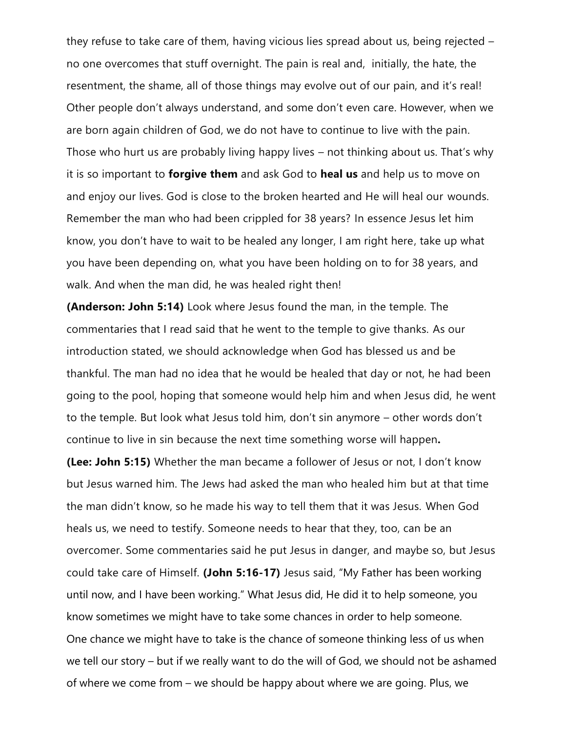they refuse to take care of them, having vicious lies spread about us, being rejected – no one overcomes that stuff overnight. The pain is real and, initially, the hate, the resentment, the shame, all of those things may evolve out of our pain, and it's real! Other people don't always understand, and some don't even care. However, when we are born again children of God, we do not have to continue to live with the pain. Those who hurt us are probably living happy lives – not thinking about us. That's why it is so important to **forgive them** and ask God to **heal us** and help us to move on and enjoy our lives. God is close to the broken hearted and He will heal our wounds. Remember the man who had been crippled for 38 years? In essence Jesus let him know, you don't have to wait to be healed any longer, I am right here, take up what you have been depending on, what you have been holding on to for 38 years, and walk. And when the man did, he was healed right then!

**(Anderson: John 5:14)** Look where Jesus found the man, in the temple. The commentaries that I read said that he went to the temple to give thanks. As our introduction stated, we should acknowledge when God has blessed us and be thankful. The man had no idea that he would be healed that day or not, he had been going to the pool, hoping that someone would help him and when Jesus did, he went to the temple. But look what Jesus told him, don't sin anymore – other words don't continue to live in sin because the next time something worse will happen**.**

**(Lee: John 5:15)** Whether the man became a follower of Jesus or not, I don't know but Jesus warned him. The Jews had asked the man who healed him but at that time the man didn't know, so he made his way to tell them that it was Jesus. When God heals us, we need to testify. Someone needs to hear that they, too, can be an overcomer. Some commentaries said he put Jesus in danger, and maybe so, but Jesus could take care of Himself. **(John 5:16-17)** Jesus said, "My Father has been working until now, and I have been working." What Jesus did, He did it to help someone, you know sometimes we might have to take some chances in order to help someone. One chance we might have to take is the chance of someone thinking less of us when we tell our story – but if we really want to do the will of God, we should not be ashamed of where we come from – we should be happy about where we are going. Plus, we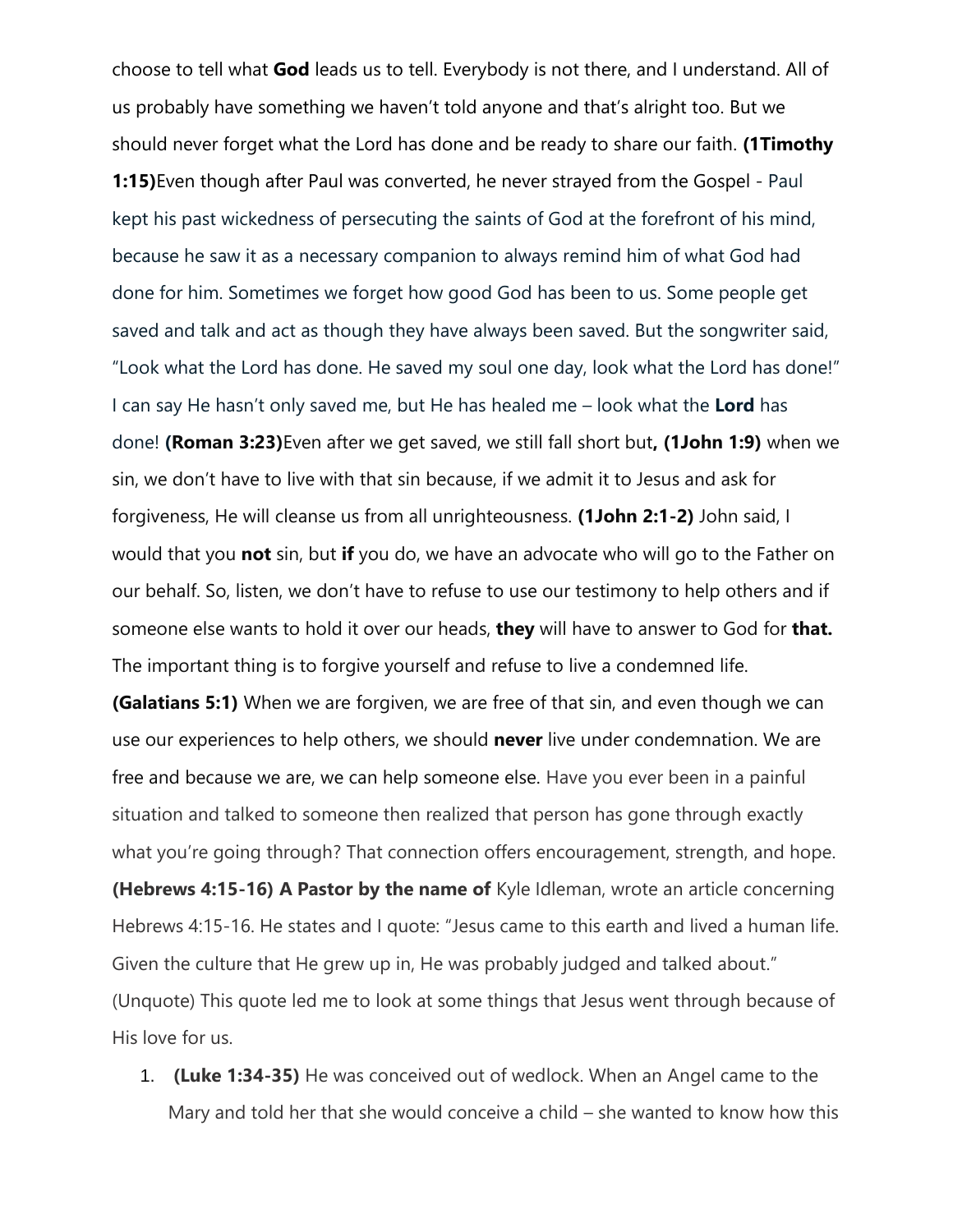choose to tell what **God** leads us to tell. Everybody is not there, and I understand. All of us probably have something we haven't told anyone and that's alright too. But we should never forget what the Lord has done and be ready to share our faith. **(1Timothy 1:15)**Even though after Paul was converted, he never strayed from the Gospel - Paul kept his past wickedness of persecuting the saints of God at the forefront of his mind, because he saw it as a necessary companion to always remind him of what God had done for him. Sometimes we forget how good God has been to us. Some people get saved and talk and act as though they have always been saved. But the songwriter said, "Look what the Lord has done. He saved my soul one day, look what the Lord has done!" I can say He hasn't only saved me, but He has healed me – look what the **Lord** has done! **(Roman 3:23)**Even after we get saved, we still fall short but**, (1John 1:9)** when we sin, we don't have to live with that sin because, if we admit it to Jesus and ask for forgiveness, He will cleanse us from all unrighteousness. **(1John 2:1-2)** John said, I would that you **not** sin, but **if** you do, we have an advocate who will go to the Father on our behalf. So, listen, we don't have to refuse to use our testimony to help others and if someone else wants to hold it over our heads, **they** will have to answer to God for **that.** The important thing is to forgive yourself and refuse to live a condemned life. **(Galatians 5:1)** When we are forgiven, we are free of that sin, and even though we can use our experiences to help others, we should **never** live under condemnation. We are free and because we are, we can help someone else. Have you ever been in a painful situation and talked to someone then realized that person has gone through exactly what you're going through? That connection offers encouragement, strength, and hope. **(Hebrews 4:15-16) A Pastor by the name of** Kyle Idleman, wrote an article concerning Hebrews 4:15-16. He states and I quote: "Jesus came to this earth and lived a human life. Given the culture that He grew up in, He was probably judged and talked about." (Unquote) This quote led me to look at some things that Jesus went through because of His love for us.

1. **(Luke 1:34-35)** He was conceived out of wedlock. When an Angel came to the Mary and told her that she would conceive a child – she wanted to know how this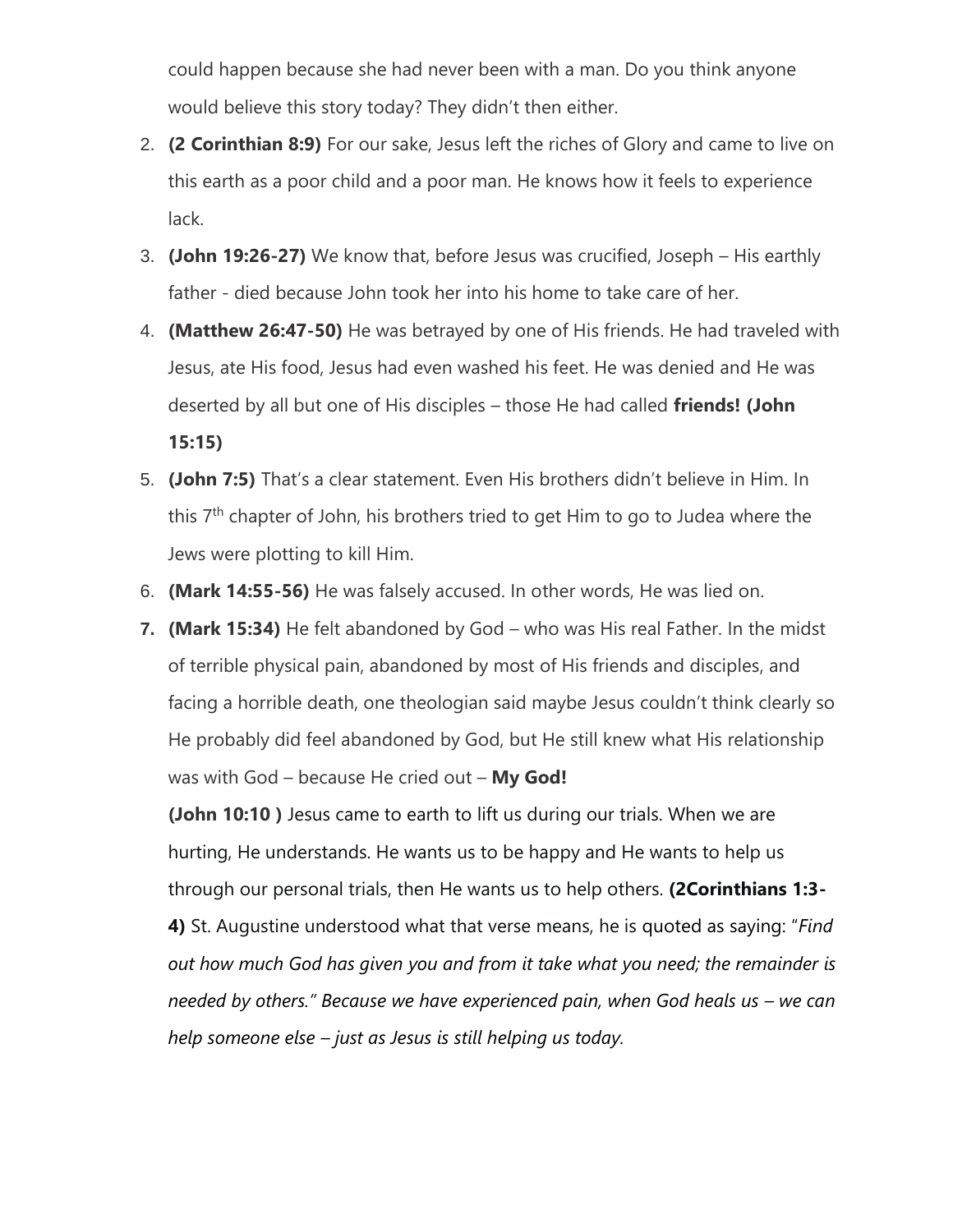could happen because she had never been with a man. Do you think anyone would believe this story today? They didn't then either.

2. **(2 Corinthian 8:9)** For our sake, Jesus left the riches of Glory and came to live on this earth as a poor child and a poor man. He knows how it feels to experience lack.
3. **(John 19:26-27)** We know that, before Jesus was crucified, Joseph – His earthly father - died because John took her into his home to take care of her.
4. **(Matthew 26:47-50)** He was betrayed by one of His friends. He had traveled with Jesus, ate His food, Jesus had even washed his feet. He was denied and He was deserted by all but one of His disciples – those He had called **friends! (John 15:15)**
5. **(John 7:5)** That's a clear statement. Even His brothers didn't believe in Him. In this 7th chapter of John, his brothers tried to get Him to go to Judea where the Jews were plotting to kill Him.
6. **(Mark 14:55-56)** He was falsely accused. In other words, He was lied on.
7. **(Mark 15:34)** He felt abandoned by God – who was His real Father. In the midst of terrible physical pain, abandoned by most of His friends and disciples, and facing a horrible death, one theologian said maybe Jesus couldn't think clearly so He probably did feel abandoned by God, but He still knew what His relationship was with God – because He cried out – **My God!**

   **(John 10:10 )** Jesus came to earth to lift us during our trials. When we are hurting, He understands. He wants us to be happy and He wants to help us through our personal trials, then He wants us to help others. **(2Corinthians 1:3-4)** St. Augustine understood what that verse means, he is quoted as saying: "*Find out how much God has given you and from it take what you need; the remainder is needed by others." Because we have experienced pain, when God heals us – we can help someone else – just as Jesus is still helping us today.*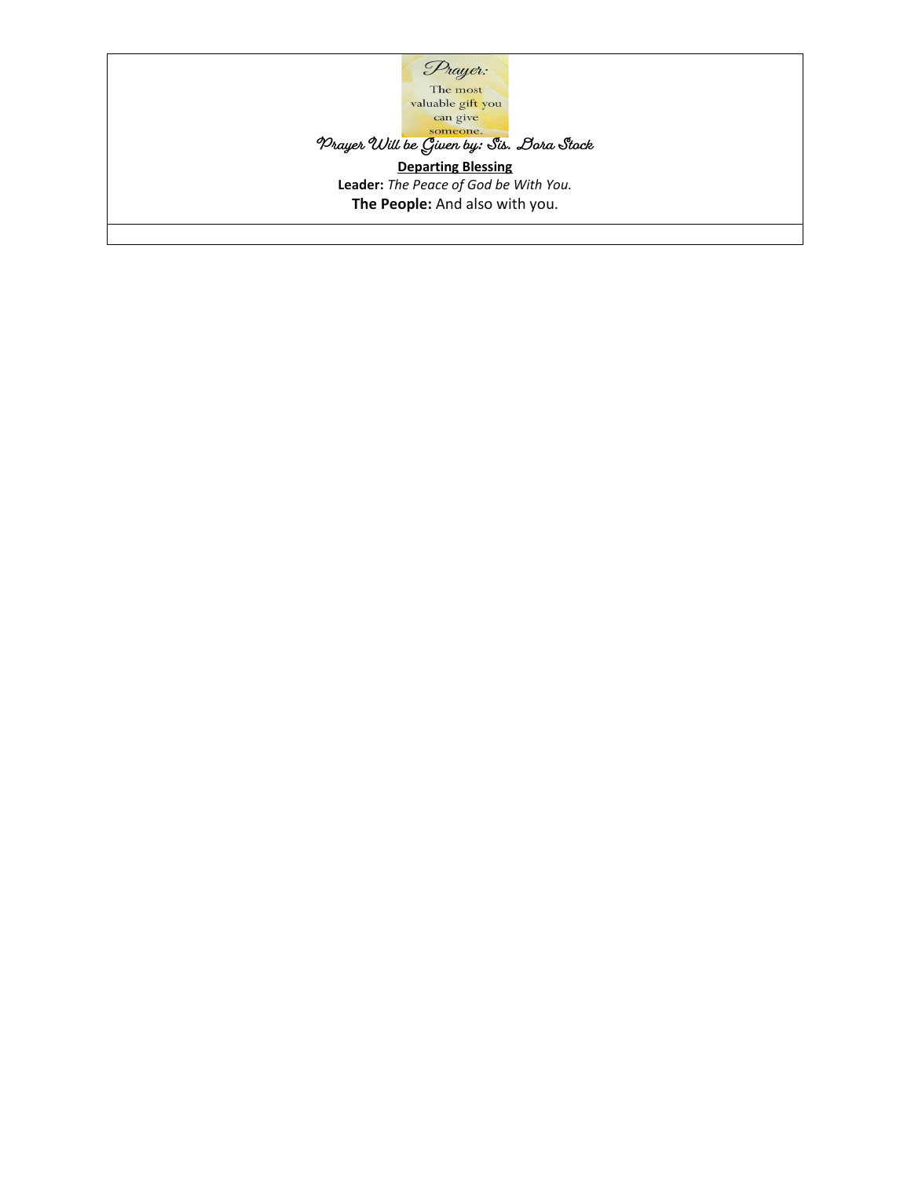Prayer:

The most valuable gift you can give someone.

Prayer Will be Given by: Sis. Dora Stock

**Departing Blessing**

**Leader:** *The Peace of God be With You.*

**The People:** And also with you.